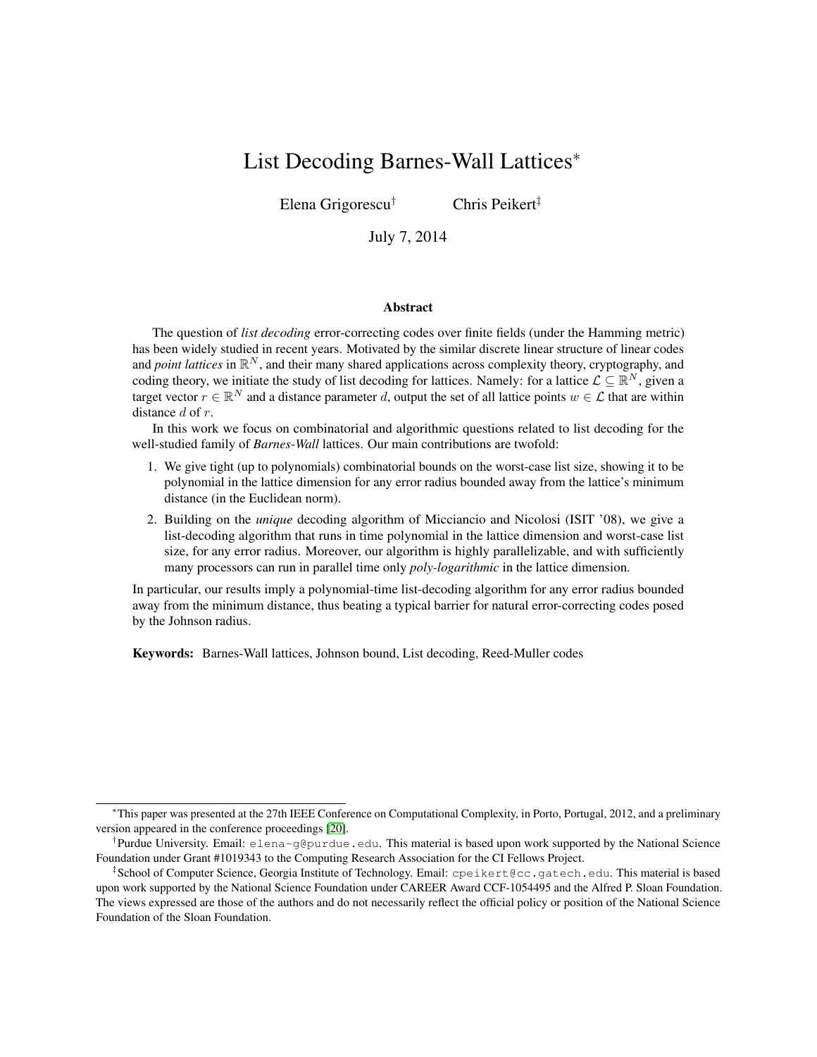# List Decoding Barnes-Wall Lattices*

Elena Grigorescu[†] Chris Peikert[‡]

July 7, 2014

## Abstract

The question of *list decoding* error-correcting codes over finite fields (under the Hamming metric) has been widely studied in recent years. Motivated by the similar discrete linear structure of linear codes and *point lattices* in $\mathbb{R}^N$, and their many shared applications across complexity theory, cryptography, and coding theory, we initiate the study of list decoding for lattices. Namely: for a lattice $\mathcal{L} \subseteq \mathbb{R}^N$, given a target vector $r \in \mathbb{R}^N$ and a distance parameter $d$, output the set of all lattice points $w \in \mathcal{L}$ that are within distance $d$ of $r$.

In this work we focus on combinatorial and algorithmic questions related to list decoding for the well-studied family of *Barnes-Wall* lattices. Our main contributions are twofold:

1. We give tight (up to polynomials) combinatorial bounds on the worst-case list size, showing it to be polynomial in the lattice dimension for any error radius bounded away from the lattice's minimum distance (in the Euclidean norm).
2. Building on the *unique* decoding algorithm of Micciancio and Nicolosi (ISIT '08), we give a list-decoding algorithm that runs in time polynomial in the lattice dimension and worst-case list size, for any error radius. Moreover, our algorithm is highly parallelizable, and with sufficiently many processors can run in parallel time only *poly-logarithmic* in the lattice dimension.

In particular, our results imply a polynomial-time list-decoding algorithm for any error radius bounded away from the minimum distance, thus beating a typical barrier for natural error-correcting codes posed by the Johnson radius.

**Keywords:** Barnes-Wall lattices, Johnson bound, List decoding, Reed-Muller codes

---

*This paper was presented at the 27th IEEE Conference on Computational Complexity, in Porto, Portugal, 2012, and a preliminary version appeared in the conference proceedings [20].

†Purdue University. Email: elena-g@purdue.edu. This material is based upon work supported by the National Science Foundation under Grant #1019343 to the Computing Research Association for the CI Fellows Project.

‡School of Computer Science, Georgia Institute of Technology. Email: cpeikert@cc.gatech.edu. This material is based upon work supported by the National Science Foundation under CAREER Award CCF-1054495 and the Alfred P. Sloan Foundation. The views expressed are those of the authors and do not necessarily reflect the official policy or position of the National Science Foundation of the Sloan Foundation.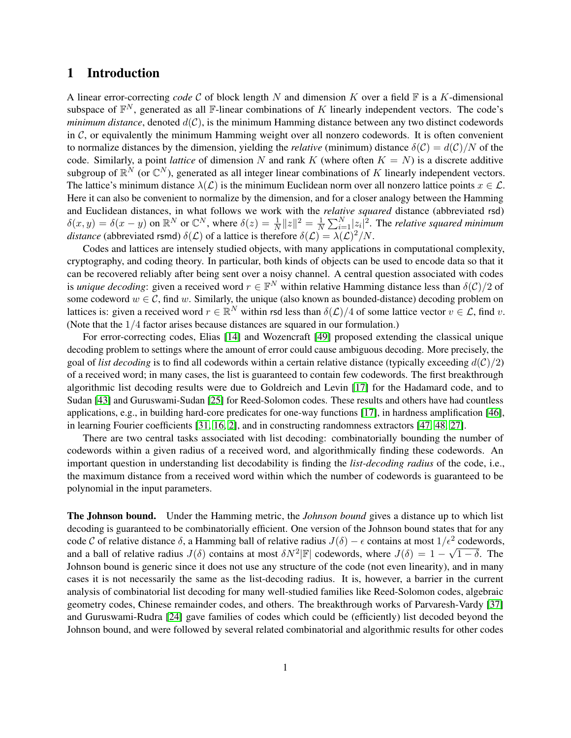# 1 Introduction

A linear error-correcting *code* $\mathcal{C}$ of block length $N$ and dimension $K$ over a field $\mathbb{F}$ is a $K$-dimensional subspace of $\mathbb{F}^N$, generated as all $\mathbb{F}$-linear combinations of $K$ linearly independent vectors. The code's *minimum distance*, denoted $d(\mathcal{C})$, is the minimum Hamming distance between any two distinct codewords in $\mathcal{C}$, or equivalently the minimum Hamming weight over all nonzero codewords. It is often convenient to normalize distances by the dimension, yielding the *relative* (minimum) distance $\delta(\mathcal{C}) = d(\mathcal{C})/N$ of the code. Similarly, a point *lattice* of dimension $N$ and rank $K$ (where often $K = N$) is a discrete additive subgroup of $\mathbb{R}^N$ (or $\mathbb{C}^N$), generated as all integer linear combinations of $K$ linearly independent vectors. The lattice's minimum distance $\lambda(\mathcal{L})$ is the minimum Euclidean norm over all nonzero lattice points $x \in \mathcal{L}$. Here it can also be convenient to normalize by the dimension, and for a closer analogy between the Hamming and Euclidean distances, in what follows we work with the *relative squared* distance (abbreviated rsd) $\delta(x, y) = \delta(x - y)$ on $\mathbb{R}^N$ or $\mathbb{C}^N$, where $\delta(z) = \frac{1}{N}\|z\|^2 = \frac{1}{N}\sum_{i=1}^{N}|z_i|^2$. The *relative squared minimum distance* (abbreviated rsmd) $\delta(\mathcal{L})$ of a lattice is therefore $\delta(\mathcal{L}) = \lambda(\mathcal{L})^2/N$.

Codes and lattices are intensely studied objects, with many applications in computational complexity, cryptography, and coding theory. In particular, both kinds of objects can be used to encode data so that it can be recovered reliably after being sent over a noisy channel. A central question associated with codes is *unique decoding*: given a received word $r \in \mathbb{F}^N$ within relative Hamming distance less than $\delta(\mathcal{C})/2$ of some codeword $w \in \mathcal{C}$, find $w$. Similarly, the unique (also known as bounded-distance) decoding problem on lattices is: given a received word $r \in \mathbb{R}^N$ within rsd less than $\delta(\mathcal{L})/4$ of some lattice vector $v \in \mathcal{L}$, find $v$. (Note that the $1/4$ factor arises because distances are squared in our formulation.)

For error-correcting codes, Elias [14] and Wozencraft [49] proposed extending the classical unique decoding problem to settings where the amount of error could cause ambiguous decoding. More precisely, the goal of *list decoding* is to find all codewords within a certain relative distance (typically exceeding $d(\mathcal{C})/2$) of a received word; in many cases, the list is guaranteed to contain few codewords. The first breakthrough algorithmic list decoding results were due to Goldreich and Levin [17] for the Hadamard code, and to Sudan [43] and Guruswami-Sudan [25] for Reed-Solomon codes. These results and others have had countless applications, e.g., in building hard-core predicates for one-way functions [17], in hardness amplification [46], in learning Fourier coefficients [31, 16, 2], and in constructing randomness extractors [47, 48, 27].

There are two central tasks associated with list decoding: combinatorially bounding the number of codewords within a given radius of a received word, and algorithmically finding these codewords. An important question in understanding list decodability is finding the *list-decoding radius* of the code, i.e., the maximum distance from a received word within which the number of codewords is guaranteed to be polynomial in the input parameters.

**The Johnson bound.** Under the Hamming metric, the *Johnson bound* gives a distance up to which list decoding is guaranteed to be combinatorially efficient. One version of the Johnson bound states that for any code $\mathcal{C}$ of relative distance $\delta$, a Hamming ball of relative radius $J(\delta) - \epsilon$ contains at most $1/\epsilon^2$ codewords, and a ball of relative radius $J(\delta)$ contains at most $\delta N^2|\mathbb{F}|$ codewords, where $J(\delta) = 1 - \sqrt{1-\delta}$. The Johnson bound is generic since it does not use any structure of the code (not even linearity), and in many cases it is not necessarily the same as the list-decoding radius. It is, however, a barrier in the current analysis of combinatorial list decoding for many well-studied families like Reed-Solomon codes, algebraic geometry codes, Chinese remainder codes, and others. The breakthrough works of Parvaresh-Vardy [37] and Guruswami-Rudra [24] gave families of codes which could be (efficiently) list decoded beyond the Johnson bound, and were followed by several related combinatorial and algorithmic results for other codes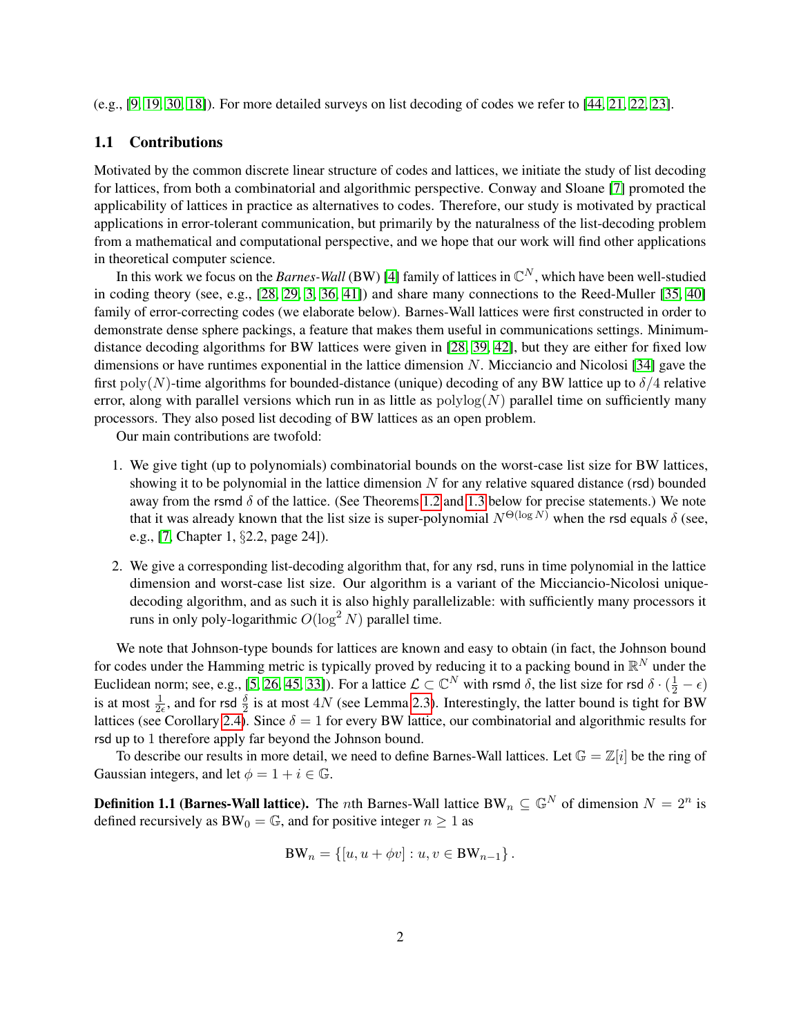(e.g., [9, 19, 30, 18]). For more detailed surveys on list decoding of codes we refer to [44, 21, 22, 23].

### 1.1 Contributions

Motivated by the common discrete linear structure of codes and lattices, we initiate the study of list decoding for lattices, from both a combinatorial and algorithmic perspective. Conway and Sloane [7] promoted the applicability of lattices in practice as alternatives to codes. Therefore, our study is motivated by practical applications in error-tolerant communication, but primarily by the naturalness of the list-decoding problem from a mathematical and computational perspective, and we hope that our work will find other applications in theoretical computer science.

In this work we focus on the *Barnes-Wall* (BW) [4] family of lattices in $\mathbb{C}^N$, which have been well-studied in coding theory (see, e.g., [28, 29, 3, 36, 41]) and share many connections to the Reed-Muller [35, 40] family of error-correcting codes (we elaborate below). Barnes-Wall lattices were first constructed in order to demonstrate dense sphere packings, a feature that makes them useful in communications settings. Minimum-distance decoding algorithms for BW lattices were given in [28, 39, 42], but they are either for fixed low dimensions or have runtimes exponential in the lattice dimension $N$. Micciancio and Nicolosi [34] gave the first $\mathrm{poly}(N)$-time algorithms for bounded-distance (unique) decoding of any BW lattice up to $\delta/4$ relative error, along with parallel versions which run in as little as $\mathrm{polylog}(N)$ parallel time on sufficiently many processors. They also posed list decoding of BW lattices as an open problem.

Our main contributions are twofold:

1. We give tight (up to polynomials) combinatorial bounds on the worst-case list size for BW lattices, showing it to be polynomial in the lattice dimension $N$ for any relative squared distance (rsd) bounded away from the rsmd $\delta$ of the lattice. (See Theorems 1.2 and 1.3 below for precise statements.) We note that it was already known that the list size is super-polynomial $N^{\Theta(\log N)}$ when the rsd equals $\delta$ (see, e.g., [7, Chapter 1, §2.2, page 24]).
2. We give a corresponding list-decoding algorithm that, for any rsd, runs in time polynomial in the lattice dimension and worst-case list size. Our algorithm is a variant of the Micciancio-Nicolosi unique-decoding algorithm, and as such it is also highly parallelizable: with sufficiently many processors it runs in only poly-logarithmic $O(\log^2 N)$ parallel time.

We note that Johnson-type bounds for lattices are known and easy to obtain (in fact, the Johnson bound for codes under the Hamming metric is typically proved by reducing it to a packing bound in $\mathbb{R}^N$ under the Euclidean norm; see, e.g., [5, 26, 45, 33]). For a lattice $\mathcal{L} \subset \mathbb{C}^N$ with rsmd $\delta$, the list size for rsd $\delta \cdot (\frac{1}{2} - \epsilon)$ is at most $\frac{1}{2\epsilon}$, and for rsd $\frac{\delta}{2}$ is at most $4N$ (see Lemma 2.3). Interestingly, the latter bound is tight for BW lattices (see Corollary 2.4). Since $\delta = 1$ for every BW lattice, our combinatorial and algorithmic results for rsd up to 1 therefore apply far beyond the Johnson bound.

To describe our results in more detail, we need to define Barnes-Wall lattices. Let $\mathbb{G} = \mathbb{Z}[i]$ be the ring of Gaussian integers, and let $\phi = 1 + i \in \mathbb{G}$.

**Definition 1.1 (Barnes-Wall lattice).** The $n$th Barnes-Wall lattice $\mathrm{BW}_n \subseteq \mathbb{G}^N$ of dimension $N = 2^n$ is defined recursively as $\mathrm{BW}_0 = \mathbb{G}$, and for positive integer $n \geq 1$ as

$$\mathrm{BW}_n = \{[u, u + \phi v] : u, v \in \mathrm{BW}_{n-1}\}.$$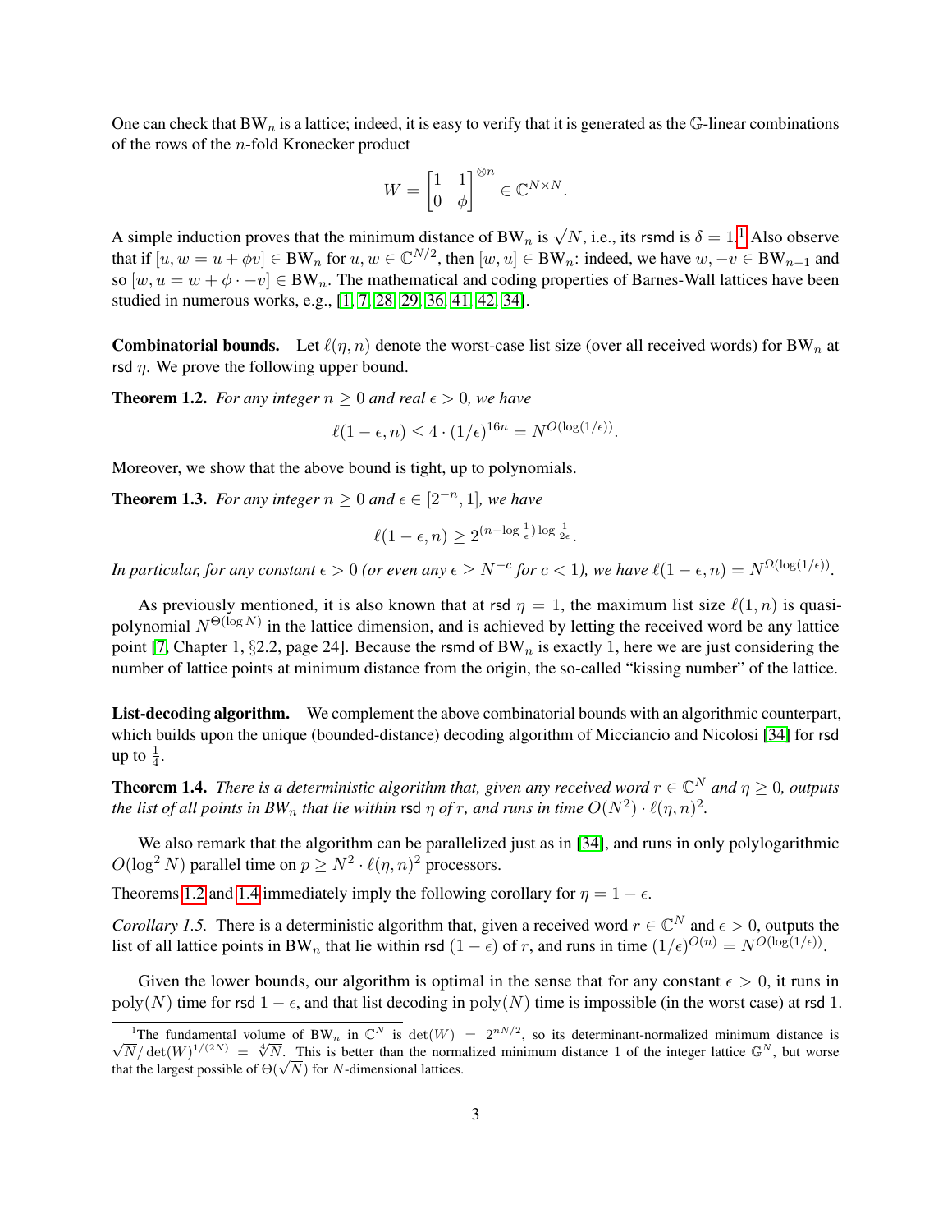One can check that $\mathrm{BW}_n$ is a lattice; indeed, it is easy to verify that it is generated as the $\mathbb{G}$-linear combinations of the rows of the $n$-fold Kronecker product

$$W = \begin{bmatrix} 1 & 1 \\ 0 & \phi \end{bmatrix}^{\otimes n} \in \mathbb{C}^{N \times N}.$$

A simple induction proves that the minimum distance of $\mathrm{BW}_n$ is $\sqrt{N}$, i.e., its rsmd is $\delta = 1$.[1] Also observe that if $[u, w = u + \phi v] \in \mathrm{BW}_n$ for $u, w \in \mathbb{C}^{N/2}$, then $[w, u] \in \mathrm{BW}_n$: indeed, we have $w, -v \in \mathrm{BW}_{n-1}$ and so $[w, u = w + \phi \cdot -v] \in \mathrm{BW}_n$. The mathematical and coding properties of Barnes-Wall lattices have been studied in numerous works, e.g., [1, 7, 28, 29, 36, 41, 42, 34].

**Combinatorial bounds.** Let $\ell(\eta, n)$ denote the worst-case list size (over all received words) for $\mathrm{BW}_n$ at rsd $\eta$. We prove the following upper bound.

**Theorem 1.2.** *For any integer $n \geq 0$ and real $\epsilon > 0$, we have*

$$\ell(1 - \epsilon, n) \leq 4 \cdot (1/\epsilon)^{16n} = N^{O(\log(1/\epsilon))}.$$

Moreover, we show that the above bound is tight, up to polynomials.

**Theorem 1.3.** *For any integer $n \geq 0$ and $\epsilon \in [2^{-n}, 1]$, we have*

$$\ell(1 - \epsilon, n) \geq 2^{(n - \log \frac{1}{\epsilon}) \log \frac{1}{2\epsilon}}.$$

*In particular, for any constant $\epsilon > 0$ (or even any $\epsilon \geq N^{-c}$ for $c < 1$), we have $\ell(1 - \epsilon, n) = N^{\Omega(\log(1/\epsilon))}$.*

As previously mentioned, it is also known that at rsd $\eta = 1$, the maximum list size $\ell(1, n)$ is quasi-polynomial $N^{\Theta(\log N)}$ in the lattice dimension, and is achieved by letting the received word be any lattice point [7, Chapter 1, §2.2, page 24]. Because the rsmd of $\mathrm{BW}_n$ is exactly 1, here we are just considering the number of lattice points at minimum distance from the origin, the so-called "kissing number" of the lattice.

**List-decoding algorithm.** We complement the above combinatorial bounds with an algorithmic counterpart, which builds upon the unique (bounded-distance) decoding algorithm of Micciancio and Nicolosi [34] for rsd up to $\frac{1}{4}$.

**Theorem 1.4.** *There is a deterministic algorithm that, given any received word $r \in \mathbb{C}^N$ and $\eta \geq 0$, outputs the list of all points in $\mathrm{BW}_n$ that lie within rsd $\eta$ of $r$, and runs in time $O(N^2) \cdot \ell(\eta, n)^2$.*

We also remark that the algorithm can be parallelized just as in [34], and runs in only polylogarithmic $O(\log^2 N)$ parallel time on $p \geq N^2 \cdot \ell(\eta, n)^2$ processors.

Theorems 1.2 and 1.4 immediately imply the following corollary for $\eta = 1 - \epsilon$.

*Corollary 1.5.* There is a deterministic algorithm that, given a received word $r \in \mathbb{C}^N$ and $\epsilon > 0$, outputs the list of all lattice points in $\mathrm{BW}_n$ that lie within rsd $(1 - \epsilon)$ of $r$, and runs in time $(1/\epsilon)^{O(n)} = N^{O(\log(1/\epsilon))}$.

Given the lower bounds, our algorithm is optimal in the sense that for any constant $\epsilon > 0$, it runs in $\mathrm{poly}(N)$ time for rsd $1 - \epsilon$, and that list decoding in $\mathrm{poly}(N)$ time is impossible (in the worst case) at rsd 1.

---

[1] The fundamental volume of $\mathrm{BW}_n$ in $\mathbb{C}^N$ is $\det(W) = 2^{nN/2}$, so its determinant-normalized minimum distance is $\sqrt{N}/\det(W)^{1/(2N)} = \sqrt[4]{N}$. This is better than the normalized minimum distance 1 of the integer lattice $\mathbb{G}^N$, but worse that the largest possible of $\Theta(\sqrt{N})$ for $N$-dimensional lattices.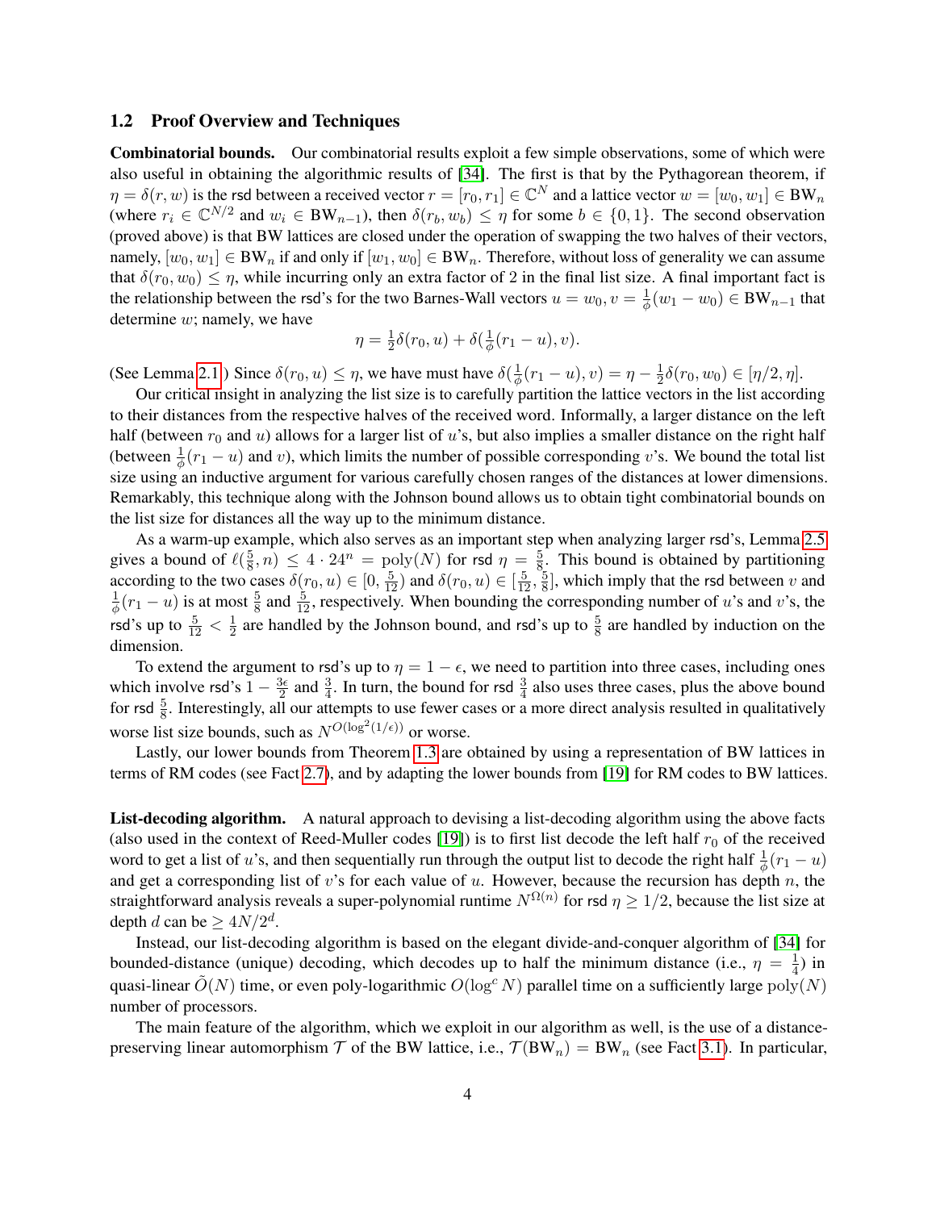### 1.2 Proof Overview and Techniques

**Combinatorial bounds.** Our combinatorial results exploit a few simple observations, some of which were also useful in obtaining the algorithmic results of [34]. The first is that by the Pythagorean theorem, if $\eta = \delta(r, w)$ is the rsd between a received vector $r = [r_0, r_1] \in \mathbb{C}^N$ and a lattice vector $w = [w_0, w_1] \in \mathrm{BW}_n$ (where $r_i \in \mathbb{C}^{N/2}$ and $w_i \in \mathrm{BW}_{n-1}$), then $\delta(r_b, w_b) \leq \eta$ for some $b \in \{0, 1\}$. The second observation (proved above) is that BW lattices are closed under the operation of swapping the two halves of their vectors, namely, $[w_0, w_1] \in \mathrm{BW}_n$ if and only if $[w_1, w_0] \in \mathrm{BW}_n$. Therefore, without loss of generality we can assume that $\delta(r_0, w_0) \leq \eta$, while incurring only an extra factor of 2 in the final list size. A final important fact is the relationship between the rsd's for the two Barnes-Wall vectors $u = w_0, v = \frac{1}{\phi}(w_1 - w_0) \in \mathrm{BW}_{n-1}$ that determine $w$; namely, we have

$$\eta = \tfrac{1}{2}\delta(r_0, u) + \delta(\tfrac{1}{\phi}(r_1 - u), v).$$

(See Lemma 2.1.) Since $\delta(r_0, u) \leq \eta$, we have must have $\delta(\frac{1}{\phi}(r_1 - u), v) = \eta - \frac{1}{2}\delta(r_0, w_0) \in [\eta/2, \eta]$.

Our critical insight in analyzing the list size is to carefully partition the lattice vectors in the list according to their distances from the respective halves of the received word. Informally, a larger distance on the left half (between $r_0$ and $u$) allows for a larger list of $u$'s, but also implies a smaller distance on the right half (between $\frac{1}{\phi}(r_1 - u)$ and $v$), which limits the number of possible corresponding $v$'s. We bound the total list size using an inductive argument for various carefully chosen ranges of the distances at lower dimensions. Remarkably, this technique along with the Johnson bound allows us to obtain tight combinatorial bounds on the list size for distances all the way up to the minimum distance.

As a warm-up example, which also serves as an important step when analyzing larger rsd's, Lemma 2.5 gives a bound of $\ell(\frac{5}{8}, n) \leq 4 \cdot 24^n = \mathrm{poly}(N)$ for rsd $\eta = \frac{5}{8}$. This bound is obtained by partitioning according to the two cases $\delta(r_0, u) \in [0, \frac{5}{12})$ and $\delta(r_0, u) \in [\frac{5}{12}, \frac{5}{8}]$, which imply that the rsd between $v$ and $\frac{1}{\phi}(r_1 - u)$ is at most $\frac{5}{8}$ and $\frac{5}{12}$, respectively. When bounding the corresponding number of $u$'s and $v$'s, the rsd's up to $\frac{5}{12} < \frac{1}{2}$ are handled by the Johnson bound, and rsd's up to $\frac{5}{8}$ are handled by induction on the dimension.

To extend the argument to rsd's up to $\eta = 1 - \epsilon$, we need to partition into three cases, including ones which involve rsd's $1 - \frac{3\epsilon}{2}$ and $\frac{3}{4}$. In turn, the bound for rsd $\frac{3}{4}$ also uses three cases, plus the above bound for rsd $\frac{5}{8}$. Interestingly, all our attempts to use fewer cases or a more direct analysis resulted in qualitatively worse list size bounds, such as $N^{O(\log^2(1/\epsilon))}$ or worse.

Lastly, our lower bounds from Theorem 1.3 are obtained by using a representation of BW lattices in terms of RM codes (see Fact 2.7), and by adapting the lower bounds from [19] for RM codes to BW lattices.

**List-decoding algorithm.** A natural approach to devising a list-decoding algorithm using the above facts (also used in the context of Reed-Muller codes [19]) is to first list decode the left half $r_0$ of the received word to get a list of $u$'s, and then sequentially run through the output list to decode the right half $\frac{1}{\phi}(r_1 - u)$ and get a corresponding list of $v$'s for each value of $u$. However, because the recursion has depth $n$, the straightforward analysis reveals a super-polynomial runtime $N^{\Omega(n)}$ for rsd $\eta \geq 1/2$, because the list size at depth $d$ can be $\geq 4N/2^d$.

Instead, our list-decoding algorithm is based on the elegant divide-and-conquer algorithm of [34] for bounded-distance (unique) decoding, which decodes up to half the minimum distance (i.e., $\eta = \frac{1}{4}$) in quasi-linear $\widetilde{O}(N)$ time, or even poly-logarithmic $O(\log^c N)$ parallel time on a sufficiently large $\mathrm{poly}(N)$ number of processors.

The main feature of the algorithm, which we exploit in our algorithm as well, is the use of a distance-preserving linear automorphism $\mathcal{T}$ of the BW lattice, i.e., $\mathcal{T}(\mathrm{BW}_n) = \mathrm{BW}_n$ (see Fact 3.1). In particular,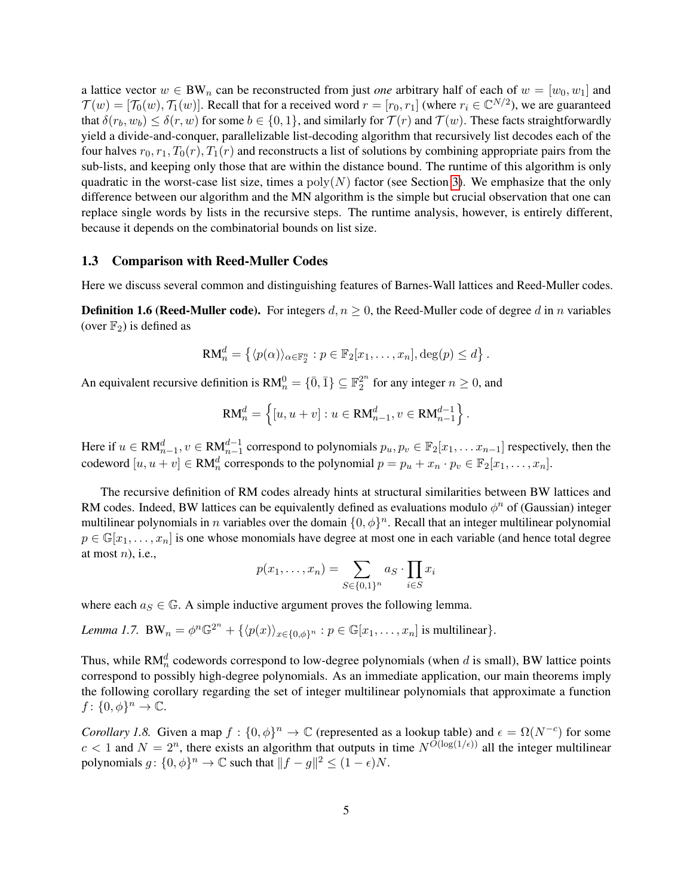a lattice vector $w \in \mathrm{BW}_n$ can be reconstructed from just *one* arbitrary half of each of $w = [w_0, w_1]$ and $\mathcal{T}(w) = [\mathcal{T}_0(w), \mathcal{T}_1(w)]$. Recall that for a received word $r = [r_0, r_1]$ (where $r_i \in \mathbb{C}^{N/2}$), we are guaranteed that $\delta(r_b, w_b) \leq \delta(r, w)$ for some $b \in \{0, 1\}$, and similarly for $\mathcal{T}(r)$ and $\mathcal{T}(w)$. These facts straightforwardly yield a divide-and-conquer, parallelizable list-decoding algorithm that recursively list decodes each of the four halves $r_0, r_1, T_0(r), T_1(r)$ and reconstructs a list of solutions by combining appropriate pairs from the sub-lists, and keeping only those that are within the distance bound. The runtime of this algorithm is only quadratic in the worst-case list size, times a $\mathrm{poly}(N)$ factor (see Section 3). We emphasize that the only difference between our algorithm and the MN algorithm is the simple but crucial observation that one can replace single words by lists in the recursive steps. The runtime analysis, however, is entirely different, because it depends on the combinatorial bounds on list size.

### 1.3 Comparison with Reed-Muller Codes

Here we discuss several common and distinguishing features of Barnes-Wall lattices and Reed-Muller codes.

**Definition 1.6 (Reed-Muller code).** For integers $d, n \geq 0$, the Reed-Muller code of degree $d$ in $n$ variables (over $\mathbb{F}_2$) is defined as

$$\mathrm{RM}_n^d = \left\{ \langle p(\alpha) \rangle_{\alpha \in \mathbb{F}_2^n} : p \in \mathbb{F}_2[x_1, \ldots, x_n], \deg(p) \leq d \right\}.$$

An equivalent recursive definition is $\mathrm{RM}_n^0 = \{\bar{0}, \bar{1}\} \subseteq \mathbb{F}_2^{2^n}$ for any integer $n \geq 0$, and

$$\mathrm{RM}_n^d = \left\{ [u, u + v] : u \in \mathrm{RM}_{n-1}^d, v \in \mathrm{RM}_{n-1}^{d-1} \right\}.$$

Here if $u \in \mathrm{RM}_{n-1}^d, v \in \mathrm{RM}_{n-1}^{d-1}$ correspond to polynomials $p_u, p_v \in \mathbb{F}_2[x_1, \ldots x_{n-1}]$ respectively, then the codeword $[u, u+v] \in \mathrm{RM}_n^d$ corresponds to the polynomial $p = p_u + x_n \cdot p_v \in \mathbb{F}_2[x_1, \ldots, x_n]$.

The recursive definition of RM codes already hints at structural similarities between BW lattices and RM codes. Indeed, BW lattices can be equivalently defined as evaluations modulo $\phi^n$ of (Gaussian) integer multilinear polynomials in $n$ variables over the domain $\{0, \phi\}^n$. Recall that an integer multilinear polynomial $p \in \mathbb{G}[x_1, \ldots, x_n]$ is one whose monomials have degree at most one in each variable (and hence total degree at most $n$), i.e.,

$$p(x_1, \ldots, x_n) = \sum_{S \in \{0,1\}^n} a_S \cdot \prod_{i \in S} x_i$$

where each $a_S \in \mathbb{G}$. A simple inductive argument proves the following lemma.

*Lemma 1.7.* $\mathrm{BW}_n = \phi^n \mathbb{G}^{2^n} + \{\langle p(x) \rangle_{x \in \{0,\phi\}^n} : p \in \mathbb{G}[x_1, \ldots, x_n]$ is multilinear$\}$.

Thus, while $\mathrm{RM}_n^d$ codewords correspond to low-degree polynomials (when $d$ is small), BW lattice points correspond to possibly high-degree polynomials. As an immediate application, our main theorems imply the following corollary regarding the set of integer multilinear polynomials that approximate a function $f \colon \{0, \phi\}^n \to \mathbb{C}$.

*Corollary 1.8.* Given a map $f : \{0, \phi\}^n \to \mathbb{C}$ (represented as a lookup table) and $\epsilon = \Omega(N^{-c})$ for some $c < 1$ and $N = 2^n$, there exists an algorithm that outputs in time $N^{O(\log(1/\epsilon))}$ all the integer multilinear polynomials $g \colon \{0, \phi\}^n \to \mathbb{C}$ such that $\|f - g\|^2 \leq (1 - \epsilon)N$.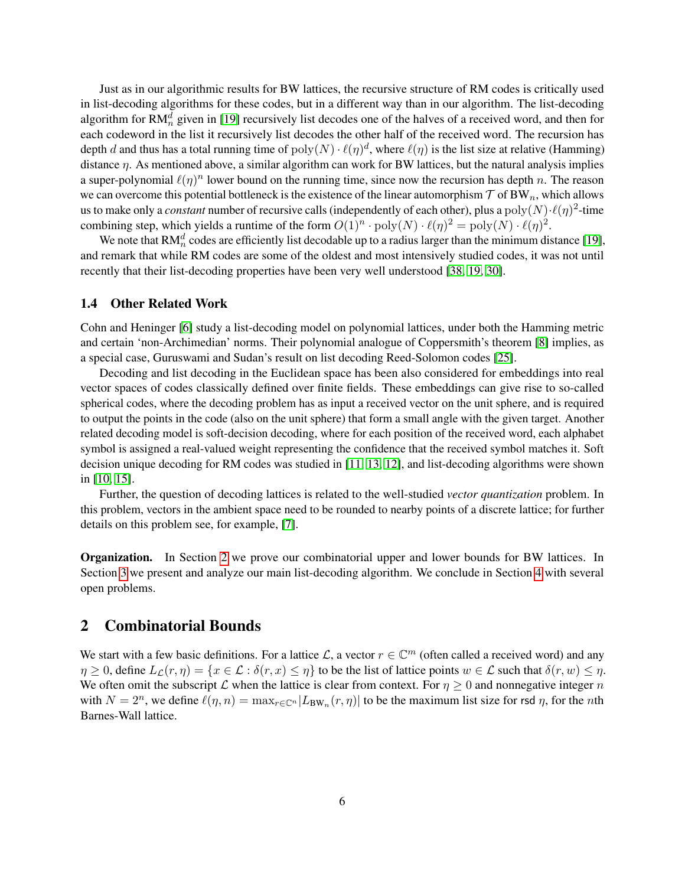Just as in our algorithmic results for BW lattices, the recursive structure of RM codes is critically used in list-decoding algorithms for these codes, but in a different way than in our algorithm. The list-decoding algorithm for $\mathrm{RM}_n^d$ given in [19] recursively list decodes one of the halves of a received word, and then for each codeword in the list it recursively list decodes the other half of the received word. The recursion has depth $d$ and thus has a total running time of $\mathrm{poly}(N) \cdot \ell(\eta)^d$, where $\ell(\eta)$ is the list size at relative (Hamming) distance $\eta$. As mentioned above, a similar algorithm can work for BW lattices, but the natural analysis implies a super-polynomial $\ell(\eta)^n$ lower bound on the running time, since now the recursion has depth $n$. The reason we can overcome this potential bottleneck is the existence of the linear automorphism $\mathcal{T}$ of $\mathrm{BW}_n$, which allows us to make only a *constant* number of recursive calls (independently of each other), plus a $\mathrm{poly}(N) \cdot \ell(\eta)^2$-time combining step, which yields a runtime of the form $O(1)^n \cdot \mathrm{poly}(N) \cdot \ell(\eta)^2 = \mathrm{poly}(N) \cdot \ell(\eta)^2$.

We note that $\mathrm{RM}_n^d$ codes are efficiently list decodable up to a radius larger than the minimum distance [19], and remark that while RM codes are some of the oldest and most intensively studied codes, it was not until recently that their list-decoding properties have been very well understood [38, 19, 30].

### 1.4 Other Related Work

Cohn and Heninger [6] study a list-decoding model on polynomial lattices, under both the Hamming metric and certain 'non-Archimedian' norms. Their polynomial analogue of Coppersmith's theorem [8] implies, as a special case, Guruswami and Sudan's result on list decoding Reed-Solomon codes [25].

Decoding and list decoding in the Euclidean space has been also considered for embeddings into real vector spaces of codes classically defined over finite fields. These embeddings can give rise to so-called spherical codes, where the decoding problem has as input a received vector on the unit sphere, and is required to output the points in the code (also on the unit sphere) that form a small angle with the given target. Another related decoding model is soft-decision decoding, where for each position of the received word, each alphabet symbol is assigned a real-valued weight representing the confidence that the received symbol matches it. Soft decision unique decoding for RM codes was studied in [11, 13, 12], and list-decoding algorithms were shown in [10, 15].

Further, the question of decoding lattices is related to the well-studied *vector quantization* problem. In this problem, vectors in the ambient space need to be rounded to nearby points of a discrete lattice; for further details on this problem see, for example, [7].

**Organization.** In Section 2 we prove our combinatorial upper and lower bounds for BW lattices. In Section 3 we present and analyze our main list-decoding algorithm. We conclude in Section 4 with several open problems.

## 2 Combinatorial Bounds

We start with a few basic definitions. For a lattice $\mathcal{L}$, a vector $r \in \mathbb{C}^m$ (often called a received word) and any $\eta \geq 0$, define $L_{\mathcal{L}}(r, \eta) = \{x \in \mathcal{L} : \delta(r, x) \leq \eta\}$ to be the list of lattice points $w \in \mathcal{L}$ such that $\delta(r, w) \leq \eta$. We often omit the subscript $\mathcal{L}$ when the lattice is clear from context. For $\eta \geq 0$ and nonnegative integer $n$ with $N = 2^n$, we define $\ell(\eta, n) = \max_{r \in \mathbb{C}^n} |L_{\mathrm{BW}_n}(r, \eta)|$ to be the maximum list size for $\mathsf{rsd}$ $\eta$, for the $n$th Barnes-Wall lattice.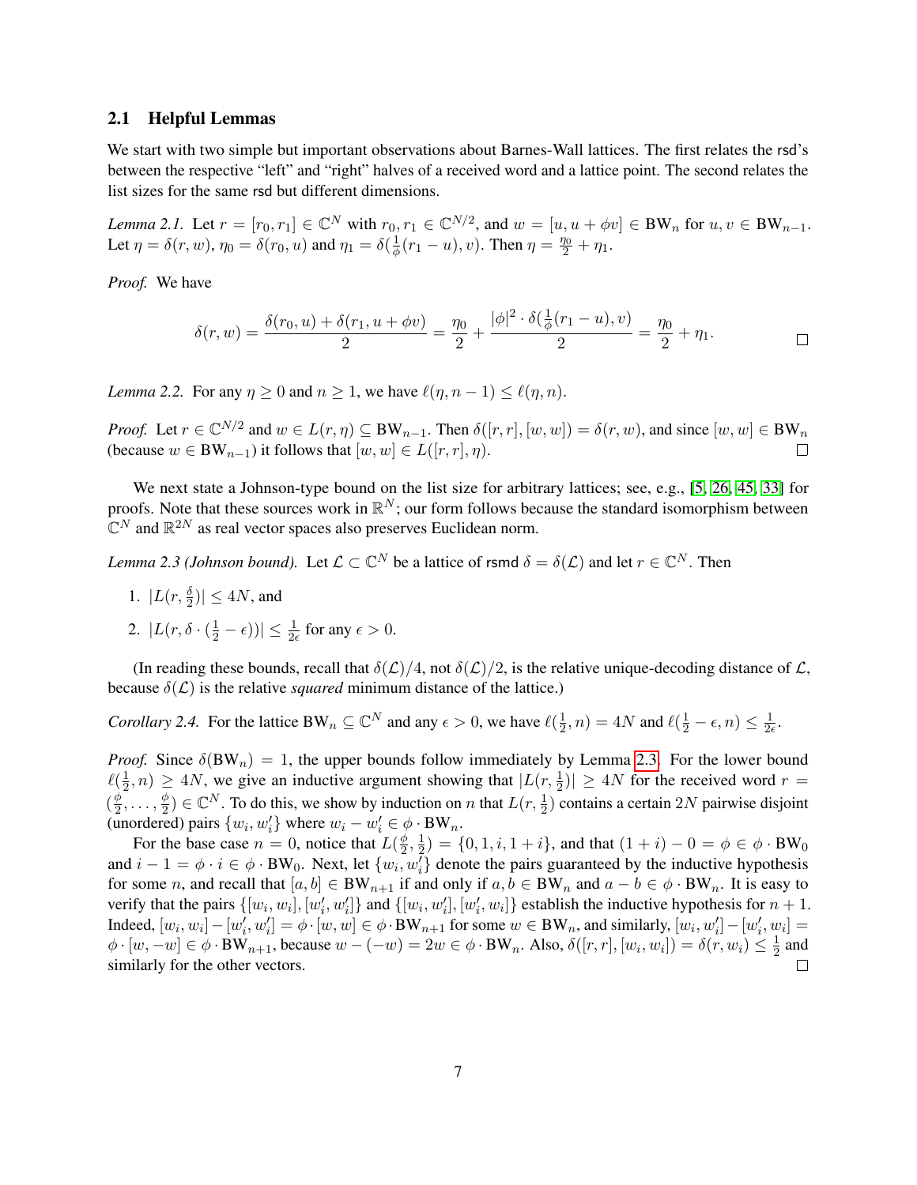### 2.1 Helpful Lemmas

We start with two simple but important observations about Barnes-Wall lattices. The first relates the rsd's between the respective "left" and "right" halves of a received word and a lattice point. The second relates the list sizes for the same rsd but different dimensions.

*Lemma 2.1.* Let $r = [r_0, r_1] \in \mathbb{C}^N$ with $r_0, r_1 \in \mathbb{C}^{N/2}$, and $w = [u, u + \phi v] \in \mathrm{BW}_n$ for $u, v \in \mathrm{BW}_{n-1}$. Let $\eta = \delta(r, w)$, $\eta_0 = \delta(r_0, u)$ and $\eta_1 = \delta(\frac{1}{\phi}(r_1 - u), v)$. Then $\eta = \frac{\eta_0}{2} + \eta_1$.

*Proof.* We have

$$\delta(r, w) = \frac{\delta(r_0, u) + \delta(r_1, u + \phi v)}{2} = \frac{\eta_0}{2} + \frac{|\phi|^2 \cdot \delta(\frac{1}{\phi}(r_1 - u), v)}{2} = \frac{\eta_0}{2} + \eta_1.$$

□

*Lemma 2.2.* For any $\eta \geq 0$ and $n \geq 1$, we have $\ell(\eta, n-1) \leq \ell(\eta, n)$.

*Proof.* Let $r \in \mathbb{C}^{N/2}$ and $w \in L(r, \eta) \subseteq \mathrm{BW}_{n-1}$. Then $\delta([r, r], [w, w]) = \delta(r, w)$, and since $[w, w] \in \mathrm{BW}_n$ (because $w \in \mathrm{BW}_{n-1}$) it follows that $[w, w] \in L([r, r], \eta)$. □

We next state a Johnson-type bound on the list size for arbitrary lattices; see, e.g., [5, 26, 45, 33] for proofs. Note that these sources work in $\mathbb{R}^N$; our form follows because the standard isomorphism between $\mathbb{C}^N$ and $\mathbb{R}^{2N}$ as real vector spaces also preserves Euclidean norm.

*Lemma 2.3 (Johnson bound).* Let $\mathcal{L} \subset \mathbb{C}^N$ be a lattice of rsmd $\delta = \delta(\mathcal{L})$ and let $r \in \mathbb{C}^N$. Then

1. $|L(r, \frac{\delta}{2})| \leq 4N$, and
2. $|L(r, \delta \cdot (\frac{1}{2} - \epsilon))| \leq \frac{1}{2\epsilon}$ for any $\epsilon > 0$.

(In reading these bounds, recall that $\delta(\mathcal{L})/4$, not $\delta(\mathcal{L})/2$, is the relative unique-decoding distance of $\mathcal{L}$, because $\delta(\mathcal{L})$ is the relative *squared* minimum distance of the lattice.)

*Corollary 2.4.* For the lattice $\mathrm{BW}_n \subseteq \mathbb{C}^N$ and any $\epsilon > 0$, we have $\ell(\frac{1}{2}, n) = 4N$ and $\ell(\frac{1}{2} - \epsilon, n) \leq \frac{1}{2\epsilon}$.

*Proof.* Since $\delta(\mathrm{BW}_n) = 1$, the upper bounds follow immediately by Lemma 2.3. For the lower bound $\ell(\frac{1}{2}, n) \geq 4N$, we give an inductive argument showing that $|L(r, \frac{1}{2})| \geq 4N$ for the received word $r = (\frac{\phi}{2}, \ldots, \frac{\phi}{2}) \in \mathbb{C}^N$. To do this, we show by induction on $n$ that $L(r, \frac{1}{2})$ contains a certain $2N$ pairwise disjoint (unordered) pairs $\{w_i, w_i'\}$ where $w_i - w_i' \in \phi \cdot \mathrm{BW}_n$.

For the base case $n = 0$, notice that $L(\frac{\phi}{2}, \frac{1}{2}) = \{0, 1, i, 1 + i\}$, and that $(1 + i) - 0 = \phi \in \phi \cdot \mathrm{BW}_0$ and $i - 1 = \phi \cdot i \in \phi \cdot \mathrm{BW}_0$. Next, let $\{w_i, w_i'\}$ denote the pairs guaranteed by the inductive hypothesis for some $n$, and recall that $[a, b] \in \mathrm{BW}_{n+1}$ if and only if $a, b \in \mathrm{BW}_n$ and $a - b \in \phi \cdot \mathrm{BW}_n$. It is easy to verify that the pairs $\{[w_i, w_i], [w_i', w_i']\}$ and $\{[w_i, w_i'], [w_i', w_i]\}$ establish the inductive hypothesis for $n + 1$. Indeed, $[w_i, w_i] - [w_i', w_i'] = \phi \cdot [w, w] \in \phi \cdot \mathrm{BW}_{n+1}$ for some $w \in \mathrm{BW}_n$, and similarly, $[w_i, w_i'] - [w_i', w_i] = \phi \cdot [w, -w] \in \phi \cdot \mathrm{BW}_{n+1}$, because $w - (-w) = 2w \in \phi \cdot \mathrm{BW}_n$. Also, $\delta([r, r], [w_i, w_i]) = \delta(r, w_i) \leq \frac{1}{2}$ and similarly for the other vectors. □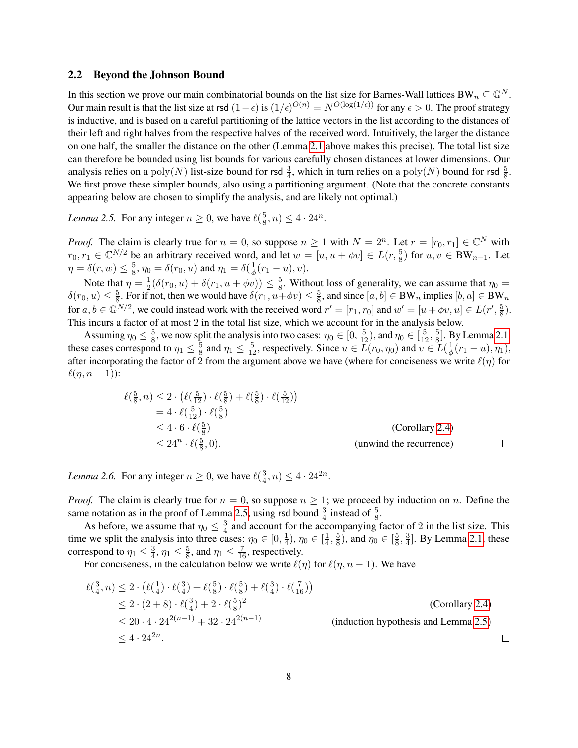## 2.2 Beyond the Johnson Bound

In this section we prove our main combinatorial bounds on the list size for Barnes-Wall lattices $\mathrm{BW}_n \subseteq \mathbb{G}^N$. Our main result is that the list size at rsd $(1-\epsilon)$ is $(1/\epsilon)^{O(n)} = N^{O(\log(1/\epsilon))}$ for any $\epsilon > 0$. The proof strategy is inductive, and is based on a careful partitioning of the lattice vectors in the list according to the distances of their left and right halves from the respective halves of the received word. Intuitively, the larger the distance on one half, the smaller the distance on the other (Lemma 2.1 above makes this precise). The total list size can therefore be bounded using list bounds for various carefully chosen distances at lower dimensions. Our analysis relies on a $\mathrm{poly}(N)$ list-size bound for rsd $\frac{3}{4}$, which in turn relies on a $\mathrm{poly}(N)$ bound for rsd $\frac{5}{8}$. We first prove these simpler bounds, also using a partitioning argument. (Note that the concrete constants appearing below are chosen to simplify the analysis, and are likely not optimal.)

*Lemma 2.5.* For any integer $n \geq 0$, we have $\ell(\frac{5}{8}, n) \leq 4 \cdot 24^n$.

*Proof.* The claim is clearly true for $n = 0$, so suppose $n \geq 1$ with $N = 2^n$. Let $r = [r_0, r_1] \in \mathbb{C}^N$ with $r_0, r_1 \in \mathbb{C}^{N/2}$ be an arbitrary received word, and let $w = [u, u + \phi v] \in L(r, \frac{5}{8})$ for $u, v \in \mathrm{BW}_{n-1}$. Let $\eta = \delta(r, w) \leq \frac{5}{8}$, $\eta_0 = \delta(r_0, u)$ and $\eta_1 = \delta(\frac{1}{\phi}(r_1 - u), v)$.

Note that $\eta = \frac{1}{2}(\delta(r_0, u) + \delta(r_1, u + \phi v)) \leq \frac{5}{8}$. Without loss of generality, we can assume that $\eta_0 = \delta(r_0, u) \leq \frac{5}{8}$. For if not, then we would have $\delta(r_1, u+\phi v) \leq \frac{5}{8}$, and since $[a, b] \in \mathrm{BW}_n$ implies $[b, a] \in \mathrm{BW}_n$ for $a, b \in \mathbb{G}^{N/2}$, we could instead work with the received word $r' = [r_1, r_0]$ and $w' = [u + \phi v, u] \in L(r', \frac{5}{8})$. This incurs a factor of at most 2 in the total list size, which we account for in the analysis below.

Assuming $\eta_0 \leq \frac{5}{8}$, we now split the analysis into two cases: $\eta_0 \in [0, \frac{5}{12})$, and $\eta_0 \in [\frac{5}{12}, \frac{5}{8}]$. By Lemma 2.1, these cases correspond to $\eta_1 \leq \frac{5}{8}$ and $\eta_1 \leq \frac{5}{12}$, respectively. Since $u \in L(r_0, \eta_0)$ and $v \in L(\frac{1}{\phi}(r_1 - u), \eta_1)$, after incorporating the factor of 2 from the argument above we have (where for conciseness we write $\ell(\eta)$ for $\ell(\eta, n-1)$):

$$
\begin{aligned}
\ell(\tfrac{5}{8}, n) &\leq 2 \cdot \left(\ell(\tfrac{5}{12}) \cdot \ell(\tfrac{5}{8}) + \ell(\tfrac{5}{8}) \cdot \ell(\tfrac{5}{12})\right) \\
&= 4 \cdot \ell(\tfrac{5}{12}) \cdot \ell(\tfrac{5}{8}) \\
&\leq 4 \cdot 6 \cdot \ell(\tfrac{5}{8}) && \text{(Corollary 2.4)} \\
&\leq 24^n \cdot \ell(\tfrac{5}{8}, 0). && \text{(unwind the recurrence)}
\end{aligned}
$$

□

*Lemma 2.6.* For any integer $n \geq 0$, we have $\ell(\frac{3}{4}, n) \leq 4 \cdot 24^{2n}$.

*Proof.* The claim is clearly true for $n = 0$, so suppose $n \geq 1$; we proceed by induction on $n$. Define the same notation as in the proof of Lemma 2.5, using rsd bound $\frac{3}{4}$ instead of $\frac{5}{8}$.

As before, we assume that $\eta_0 \leq \frac{3}{4}$ and account for the accompanying factor of 2 in the list size. This time we split the analysis into three cases: $\eta_0 \in [0, \frac{1}{4})$, $\eta_0 \in [\frac{1}{4}, \frac{5}{8})$, and $\eta_0 \in [\frac{5}{8}, \frac{3}{4}]$. By Lemma 2.1, these correspond to $\eta_1 \leq \frac{3}{4}$, $\eta_1 \leq \frac{5}{8}$, and $\eta_1 \leq \frac{7}{16}$, respectively.

For conciseness, in the calculation below we write $\ell(\eta)$ for $\ell(\eta, n-1)$. We have

$$
\begin{aligned}
\ell(\tfrac{3}{4}, n) &\leq 2 \cdot \left(\ell(\tfrac{1}{4}) \cdot \ell(\tfrac{3}{4}) + \ell(\tfrac{5}{8}) \cdot \ell(\tfrac{5}{8}) + \ell(\tfrac{3}{4}) \cdot \ell(\tfrac{7}{16})\right) \\
&\leq 2 \cdot (2 + 8) \cdot \ell(\tfrac{3}{4}) + 2 \cdot \ell(\tfrac{5}{8})^2 && \text{(Corollary 2.4)} \\
&\leq 20 \cdot 4 \cdot 24^{2(n-1)} + 32 \cdot 24^{2(n-1)} && \text{(induction hypothesis and Lemma 2.5)} \\
&\leq 4 \cdot 24^{2n}.
\end{aligned}
$$

□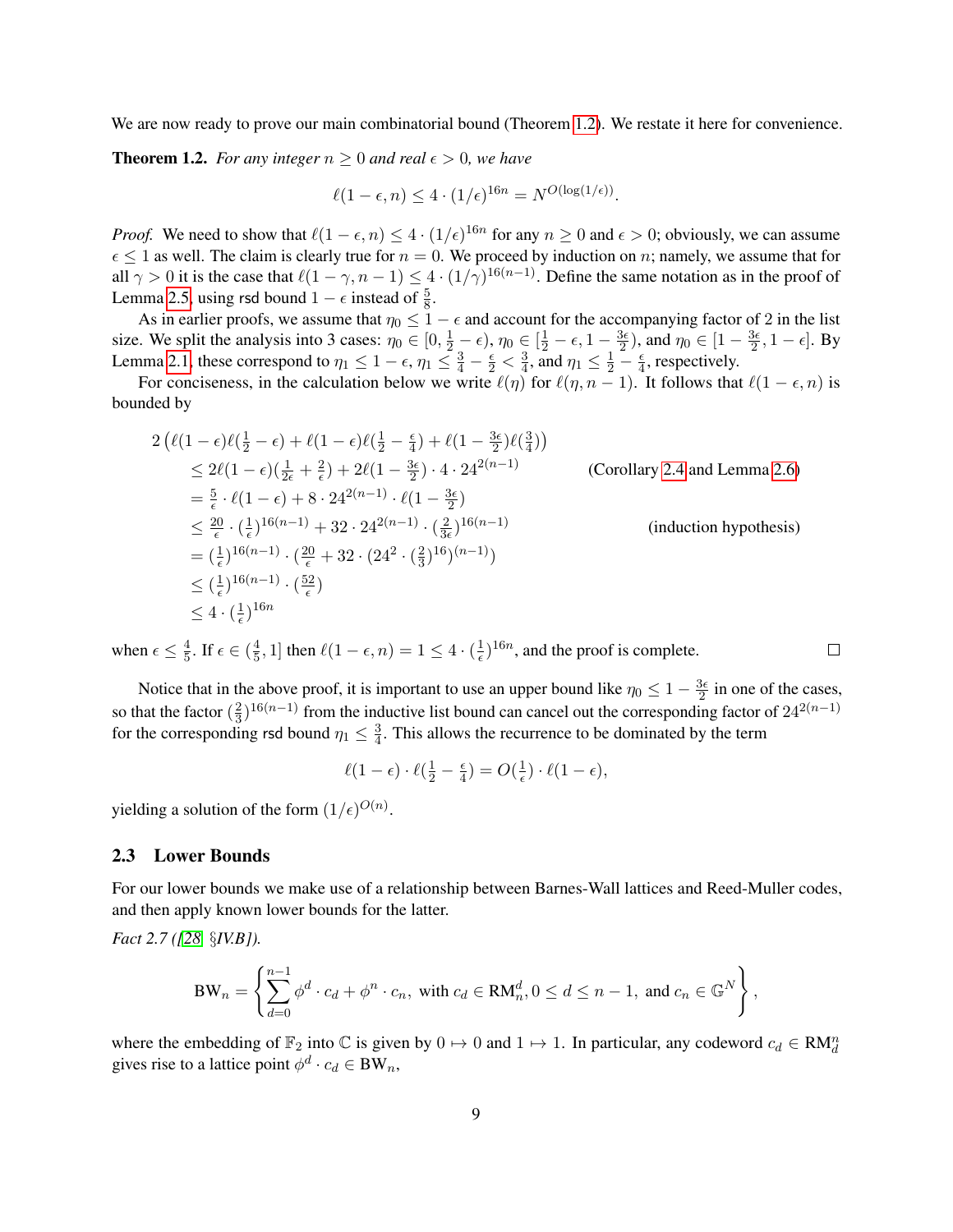We are now ready to prove our main combinatorial bound (Theorem 1.2). We restate it here for convenience.

**Theorem 1.2.** *For any integer $n \geq 0$ and real $\epsilon > 0$, we have*

$$\ell(1-\epsilon, n) \leq 4 \cdot (1/\epsilon)^{16n} = N^{O(\log(1/\epsilon))}.$$

*Proof.* We need to show that $\ell(1-\epsilon, n) \leq 4 \cdot (1/\epsilon)^{16n}$ for any $n \geq 0$ and $\epsilon > 0$; obviously, we can assume $\epsilon \leq 1$ as well. The claim is clearly true for $n = 0$. We proceed by induction on $n$; namely, we assume that for all $\gamma > 0$ it is the case that $\ell(1-\gamma, n-1) \leq 4 \cdot (1/\gamma)^{16(n-1)}$. Define the same notation as in the proof of Lemma 2.5, using rsd bound $1-\epsilon$ instead of $\frac{5}{8}$.

As in earlier proofs, we assume that $\eta_0 \leq 1-\epsilon$ and account for the accompanying factor of 2 in the list size. We split the analysis into 3 cases: $\eta_0 \in [0, \frac{1}{2} - \epsilon)$, $\eta_0 \in [\frac{1}{2} - \epsilon, 1 - \frac{3\epsilon}{2})$, and $\eta_0 \in [1 - \frac{3\epsilon}{2}, 1 - \epsilon]$. By Lemma 2.1, these correspond to $\eta_1 \leq 1 - \epsilon$, $\eta_1 \leq \frac{3}{4} - \frac{\epsilon}{2} < \frac{3}{4}$, and $\eta_1 \leq \frac{1}{2} - \frac{\epsilon}{4}$, respectively.

For conciseness, in the calculation below we write $\ell(\eta)$ for $\ell(\eta, n-1)$. It follows that $\ell(1-\epsilon, n)$ is bounded by

$$
\begin{aligned}
&2\left(\ell(1-\epsilon)\ell(\tfrac{1}{2}-\epsilon) + \ell(1-\epsilon)\ell(\tfrac{1}{2}-\tfrac{\epsilon}{4}) + \ell(1-\tfrac{3\epsilon}{2})\ell(\tfrac{3}{4})\right) \\
&\quad \leq 2\ell(1-\epsilon)(\tfrac{1}{2\epsilon} + \tfrac{2}{\epsilon}) + 2\ell(1-\tfrac{3\epsilon}{2}) \cdot 4 \cdot 24^{2(n-1)} && \text{(Corollary 2.4 and Lemma 2.6)} \\
&\quad = \tfrac{5}{\epsilon} \cdot \ell(1-\epsilon) + 8 \cdot 24^{2(n-1)} \cdot \ell(1-\tfrac{3\epsilon}{2}) \\
&\quad \leq \tfrac{20}{\epsilon} \cdot (\tfrac{1}{\epsilon})^{16(n-1)} + 32 \cdot 24^{2(n-1)} \cdot (\tfrac{2}{3\epsilon})^{16(n-1)} && \text{(induction hypothesis)} \\
&\quad = (\tfrac{1}{\epsilon})^{16(n-1)} \cdot (\tfrac{20}{\epsilon} + 32 \cdot (24^2 \cdot (\tfrac{2}{3})^{16})^{(n-1)}) \\
&\quad \leq (\tfrac{1}{\epsilon})^{16(n-1)} \cdot (\tfrac{52}{\epsilon}) \\
&\quad \leq 4 \cdot (\tfrac{1}{\epsilon})^{16n}
\end{aligned}
$$

when $\epsilon \leq \frac{4}{5}$. If $\epsilon \in (\frac{4}{5}, 1]$ then $\ell(1-\epsilon, n) = 1 \leq 4 \cdot (\frac{1}{\epsilon})^{16n}$, and the proof is complete. ∎

Notice that in the above proof, it is important to use an upper bound like $\eta_0 \leq 1 - \frac{3\epsilon}{2}$ in one of the cases, so that the factor $(\frac{2}{3})^{16(n-1)}$ from the inductive list bound can cancel out the corresponding factor of $24^{2(n-1)}$ for the corresponding rsd bound $\eta_1 \leq \frac{3}{4}$. This allows the recurrence to be dominated by the term

$$\ell(1-\epsilon) \cdot \ell(\tfrac{1}{2} - \tfrac{\epsilon}{4}) = O(\tfrac{1}{\epsilon}) \cdot \ell(1-\epsilon),$$

yielding a solution of the form $(1/\epsilon)^{O(n)}$.

### 2.3 Lower Bounds

For our lower bounds we make use of a relationship between Barnes-Wall lattices and Reed-Muller codes, and then apply known lower bounds for the latter.

*Fact 2.7 ([28, §IV.B]).*

$$\mathrm{BW}_n = \left\{ \sum_{d=0}^{n-1} \phi^d \cdot c_d + \phi^n \cdot c_n, \text{ with } c_d \in \mathrm{RM}_n^d, 0 \leq d \leq n-1, \text{ and } c_n \in \mathbb{G}^N \right\},$$

where the embedding of $\mathbb{F}_2$ into $\mathbb{C}$ is given by $0 \mapsto 0$ and $1 \mapsto 1$. In particular, any codeword $c_d \in \mathrm{RM}_d^n$ gives rise to a lattice point $\phi^d \cdot c_d \in \mathrm{BW}_n$,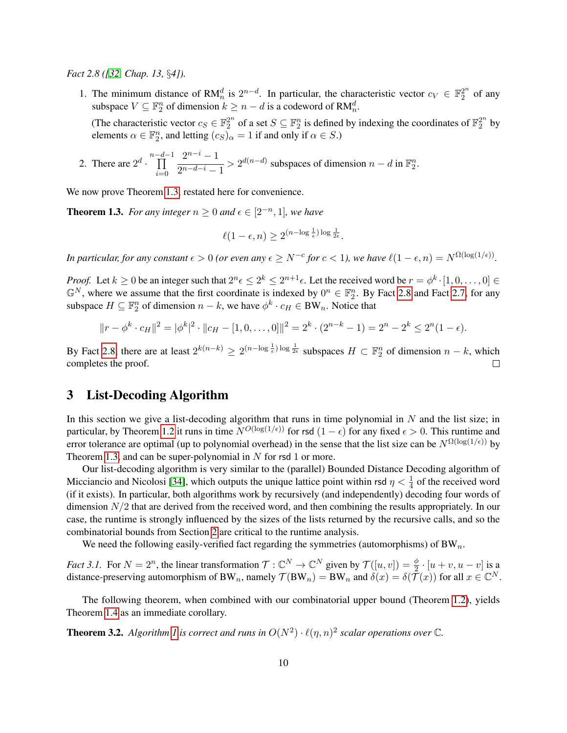*Fact 2.8 ([32, Chap. 13, §4]).*

1. The minimum distance of $\mathrm{RM}_n^d$ is $2^{n-d}$. In particular, the characteristic vector $c_V \in \mathbb{F}_2^{2^n}$ of any subspace $V \subseteq \mathbb{F}_2^n$ of dimension $k \geq n-d$ is a codeword of $\mathrm{RM}_n^d$.

   (The characteristic vector $c_S \in \mathbb{F}_2^{2^n}$ of a set $S \subseteq \mathbb{F}_2^n$ is defined by indexing the coordinates of $\mathbb{F}_2^{2^n}$ by elements $\alpha \in \mathbb{F}_2^n$, and letting $(c_S)_\alpha = 1$ if and only if $\alpha \in S$.)

2. There are $2^d \cdot \prod_{i=0}^{n-d-1} \frac{2^{n-i}-1}{2^{n-d-i}-1} > 2^{d(n-d)}$ subspaces of dimension $n-d$ in $\mathbb{F}_2^n$.

We now prove Theorem 1.3, restated here for convenience.

**Theorem 1.3.** *For any integer $n \geq 0$ and $\epsilon \in [2^{-n}, 1]$, we have*

$$\ell(1-\epsilon, n) \geq 2^{(n-\log\frac{1}{\epsilon})\log\frac{1}{2\epsilon}}.$$

*In particular, for any constant $\epsilon > 0$ (or even any $\epsilon \geq N^{-c}$ for $c < 1$), we have $\ell(1-\epsilon, n) = N^{\Omega(\log(1/\epsilon))}$.*

*Proof.* Let $k \geq 0$ be an integer such that $2^n\epsilon \leq 2^k \leq 2^{n+1}\epsilon$. Let the received word be $r = \phi^k \cdot [1, 0, \ldots, 0] \in \mathbb{G}^N$, where we assume that the first coordinate is indexed by $0^n \in \mathbb{F}_2^n$. By Fact 2.8 and Fact 2.7, for any subspace $H \subseteq \mathbb{F}_2^n$ of dimension $n-k$, we have $\phi^k \cdot c_H \in \mathrm{BW}_n$. Notice that

$$\|r - \phi^k \cdot c_H\|^2 = |\phi^k|^2 \cdot \|c_H - [1, 0, \ldots, 0]\|^2 = 2^k \cdot (2^{n-k} - 1) = 2^n - 2^k \leq 2^n(1-\epsilon).$$

By Fact 2.8, there are at least $2^{k(n-k)} \geq 2^{(n-\log\frac{1}{\epsilon})\log\frac{1}{2\epsilon}}$ subspaces $H \subset \mathbb{F}_2^n$ of dimension $n-k$, which completes the proof. □

# 3 List-Decoding Algorithm

In this section we give a list-decoding algorithm that runs in time polynomial in $N$ and the list size; in particular, by Theorem 1.2 it runs in time $N^{O(\log(1/\epsilon))}$ for rsd $(1-\epsilon)$ for any fixed $\epsilon > 0$. This runtime and error tolerance are optimal (up to polynomial overhead) in the sense that the list size can be $N^{\Omega(\log(1/\epsilon))}$ by Theorem 1.3, and can be super-polynomial in $N$ for rsd 1 or more.

Our list-decoding algorithm is very similar to the (parallel) Bounded Distance Decoding algorithm of Micciancio and Nicolosi [34], which outputs the unique lattice point within rsd $\eta < \frac{1}{4}$ of the received word (if it exists). In particular, both algorithms work by recursively (and independently) decoding four words of dimension $N/2$ that are derived from the received word, and then combining the results appropriately. In our case, the runtime is strongly influenced by the sizes of the lists returned by the recursive calls, and so the combinatorial bounds from Section 2 are critical to the runtime analysis.

We need the following easily-verified fact regarding the symmetries (automorphisms) of $\mathrm{BW}_n$.

*Fact 3.1.* For $N = 2^n$, the linear transformation $\mathcal{T} : \mathbb{C}^N \to \mathbb{C}^N$ given by $\mathcal{T}([u, v]) = \frac{\phi}{2} \cdot [u+v, u-v]$ is a distance-preserving automorphism of $\mathrm{BW}_n$, namely $\mathcal{T}(\mathrm{BW}_n) = \mathrm{BW}_n$ and $\delta(x) = \delta(\mathcal{T}(x))$ for all $x \in \mathbb{C}^N$.

The following theorem, when combined with our combinatorial upper bound (Theorem 1.2), yields Theorem 1.4 as an immediate corollary.

**Theorem 3.2.** *Algorithm 1 is correct and runs in $O(N^2) \cdot \ell(\eta, n)^2$ scalar operations over $\mathbb{C}$.*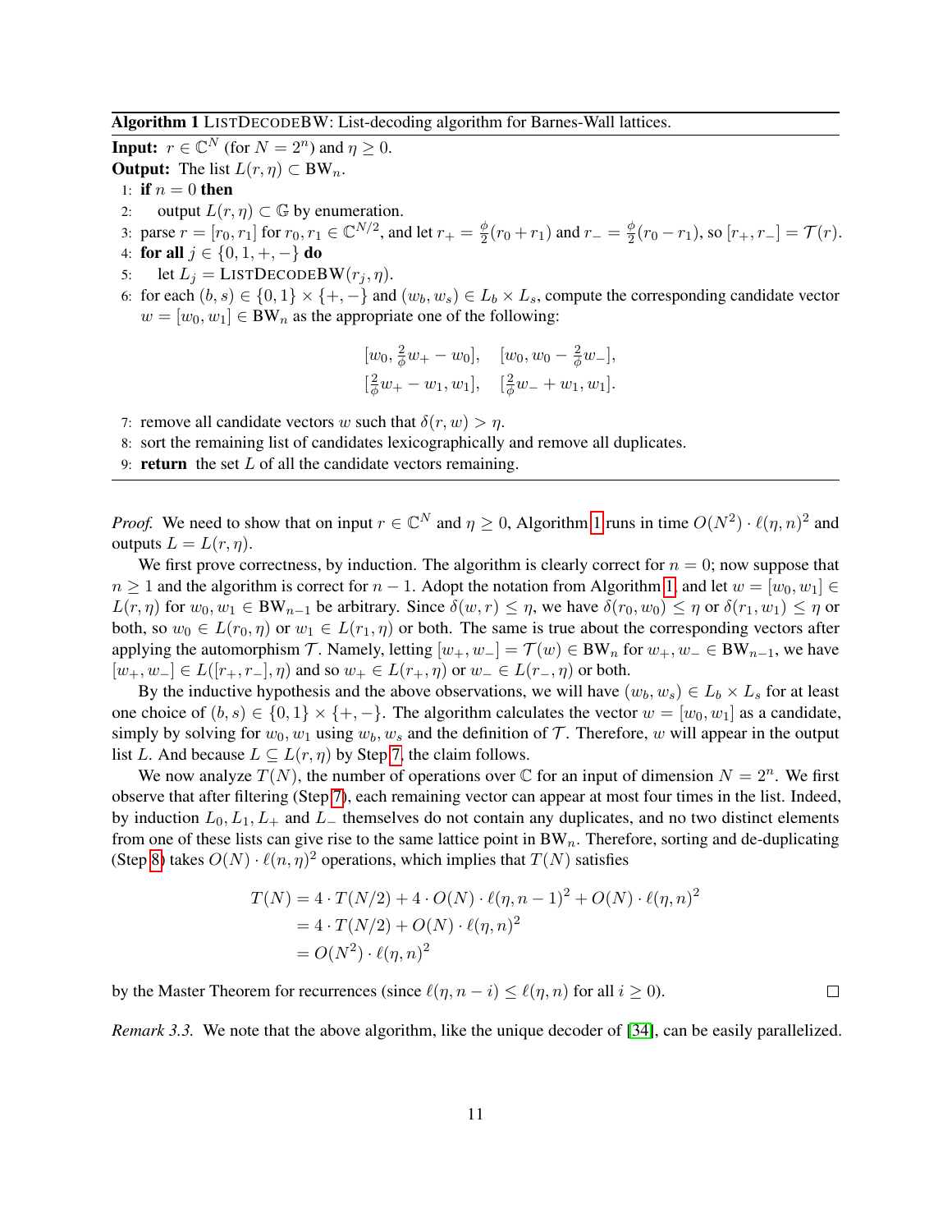**Algorithm 1** ListDecodeBW: List-decoding algorithm for Barnes-Wall lattices.

**Input:** $r \in \mathbb{C}^N$ (for $N = 2^n$) and $\eta \geq 0$.

**Output:** The list $L(r, \eta) \subset \mathrm{BW}_n$.

1: **if** $n = 0$ **then**

2: output $L(r, \eta) \subset \mathbb{G}$ by enumeration.

3: parse $r = [r_0, r_1]$ for $r_0, r_1 \in \mathbb{C}^{N/2}$, and let $r_+ = \frac{\phi}{2}(r_0 + r_1)$ and $r_- = \frac{\phi}{2}(r_0 - r_1)$, so $[r_+, r_-] = \mathcal{T}(r)$.

4: **for all** $j \in \{0, 1, +, -\}$ **do**

5: let $L_j = \mathrm{ListDecodeBW}(r_j, \eta)$.

6: for each $(b, s) \in \{0, 1\} \times \{+, -\}$ and $(w_b, w_s) \in L_b \times L_s$, compute the corresponding candidate vector $w = [w_0, w_1] \in \mathrm{BW}_n$ as the appropriate one of the following:

$$[w_0, \tfrac{2}{\phi}w_+ - w_0], \quad [w_0, w_0 - \tfrac{2}{\phi}w_-],$$
$$[\tfrac{2}{\phi}w_+ - w_1, w_1], \quad [\tfrac{2}{\phi}w_- + w_1, w_1].$$

7: remove all candidate vectors $w$ such that $\delta(r, w) > \eta$.

8: sort the remaining list of candidates lexicographically and remove all duplicates.

9: **return** the set $L$ of all the candidate vectors remaining.

*Proof.* We need to show that on input $r \in \mathbb{C}^N$ and $\eta \geq 0$, Algorithm 1 runs in time $O(N^2) \cdot \ell(\eta, n)^2$ and outputs $L = L(r, \eta)$.

We first prove correctness, by induction. The algorithm is clearly correct for $n = 0$; now suppose that $n \geq 1$ and the algorithm is correct for $n - 1$. Adopt the notation from Algorithm 1, and let $w = [w_0, w_1] \in L(r, \eta)$ for $w_0, w_1 \in \mathrm{BW}_{n-1}$ be arbitrary. Since $\delta(w, r) \leq \eta$, we have $\delta(r_0, w_0) \leq \eta$ or $\delta(r_1, w_1) \leq \eta$ or both, so $w_0 \in L(r_0, \eta)$ or $w_1 \in L(r_1, \eta)$ or both. The same is true about the corresponding vectors after applying the automorphism $\mathcal{T}$. Namely, letting $[w_+, w_-] = \mathcal{T}(w) \in \mathrm{BW}_n$ for $w_+, w_- \in \mathrm{BW}_{n-1}$, we have $[w_+, w_-] \in L([r_+, r_-], \eta)$ and so $w_+ \in L(r_+, \eta)$ or $w_- \in L(r_-, \eta)$ or both.

By the inductive hypothesis and the above observations, we will have $(w_b, w_s) \in L_b \times L_s$ for at least one choice of $(b, s) \in \{0, 1\} \times \{+, -\}$. The algorithm calculates the vector $w = [w_0, w_1]$ as a candidate, simply by solving for $w_0, w_1$ using $w_b, w_s$ and the definition of $\mathcal{T}$. Therefore, $w$ will appear in the output list $L$. And because $L \subseteq L(r, \eta)$ by Step 7, the claim follows.

We now analyze $T(N)$, the number of operations over $\mathbb{C}$ for an input of dimension $N = 2^n$. We first observe that after filtering (Step 7), each remaining vector can appear at most four times in the list. Indeed, by induction $L_0, L_1, L_+$ and $L_-$ themselves do not contain any duplicates, and no two distinct elements from one of these lists can give rise to the same lattice point in $\mathrm{BW}_n$. Therefore, sorting and de-duplicating (Step 8) takes $O(N) \cdot \ell(n, \eta)^2$ operations, which implies that $T(N)$ satisfies

$$\begin{aligned}
T(N) &= 4 \cdot T(N/2) + 4 \cdot O(N) \cdot \ell(\eta, n-1)^2 + O(N) \cdot \ell(\eta, n)^2 \\
&= 4 \cdot T(N/2) + O(N) \cdot \ell(\eta, n)^2 \\
&= O(N^2) \cdot \ell(\eta, n)^2
\end{aligned}$$

by the Master Theorem for recurrences (since $\ell(\eta, n - i) \leq \ell(\eta, n)$ for all $i \geq 0$). $\square$

*Remark 3.3.* We note that the above algorithm, like the unique decoder of [34], can be easily parallelized.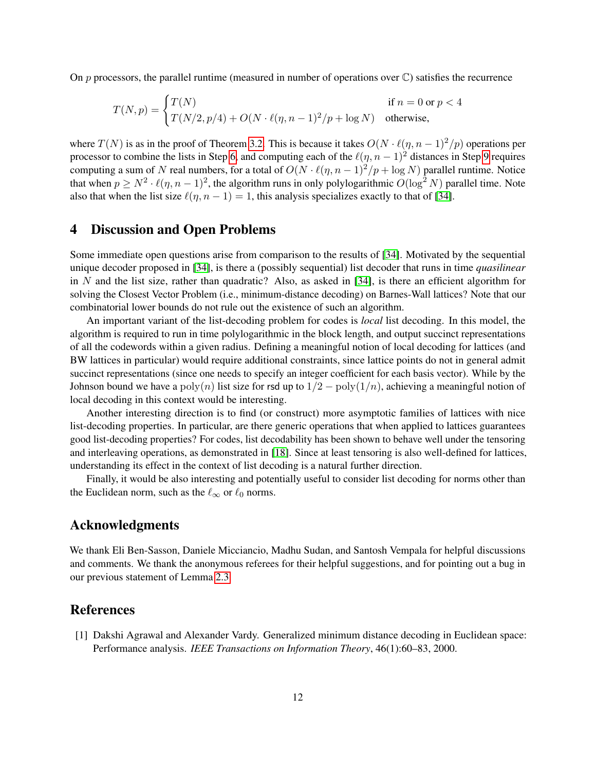On $p$ processors, the parallel runtime (measured in number of operations over $\mathbb{C}$) satisfies the recurrence

$$T(N,p) = \begin{cases} T(N) & \text{if } n = 0 \text{ or } p < 4 \\ T(N/2, p/4) + O(N \cdot \ell(\eta, n-1)^2/p + \log N) & \text{otherwise,} \end{cases}$$

where $T(N)$ is as in the proof of Theorem 3.2. This is because it takes $O(N \cdot \ell(\eta, n-1)^2/p)$ operations per processor to combine the lists in Step 6, and computing each of the $\ell(\eta, n-1)^2$ distances in Step 9 requires computing a sum of $N$ real numbers, for a total of $O(N \cdot \ell(\eta, n-1)^2/p + \log N)$ parallel runtime. Notice that when $p \geq N^2 \cdot \ell(\eta, n-1)^2$, the algorithm runs in only polylogarithmic $O(\log^2 N)$ parallel time. Note also that when the list size $\ell(\eta, n-1) = 1$, this analysis specializes exactly to that of [34].

## 4 Discussion and Open Problems

Some immediate open questions arise from comparison to the results of [34]. Motivated by the sequential unique decoder proposed in [34], is there a (possibly sequential) list decoder that runs in time *quasilinear* in $N$ and the list size, rather than quadratic? Also, as asked in [34], is there an efficient algorithm for solving the Closest Vector Problem (i.e., minimum-distance decoding) on Barnes-Wall lattices? Note that our combinatorial lower bounds do not rule out the existence of such an algorithm.

An important variant of the list-decoding problem for codes is *local* list decoding. In this model, the algorithm is required to run in time polylogarithmic in the block length, and output succinct representations of all the codewords within a given radius. Defining a meaningful notion of local decoding for lattices (and BW lattices in particular) would require additional constraints, since lattice points do not in general admit succinct representations (since one needs to specify an integer coefficient for each basis vector). While by the Johnson bound we have a $\mathrm{poly}(n)$ list size for $\mathsf{rsd}$ up to $1/2 - \mathrm{poly}(1/n)$, achieving a meaningful notion of local decoding in this context would be interesting.

Another interesting direction is to find (or construct) more asymptotic families of lattices with nice list-decoding properties. In particular, are there generic operations that when applied to lattices guarantees good list-decoding properties? For codes, list decodability has been shown to behave well under the tensoring and interleaving operations, as demonstrated in [18]. Since at least tensoring is also well-defined for lattices, understanding its effect in the context of list decoding is a natural further direction.

Finally, it would be also interesting and potentially useful to consider list decoding for norms other than the Euclidean norm, such as the $\ell_\infty$ or $\ell_0$ norms.

## Acknowledgments

We thank Eli Ben-Sasson, Daniele Micciancio, Madhu Sudan, and Santosh Vempala for helpful discussions and comments. We thank the anonymous referees for their helpful suggestions, and for pointing out a bug in our previous statement of Lemma 2.3.

## References

[1] Dakshi Agrawal and Alexander Vardy. Generalized minimum distance decoding in Euclidean space: Performance analysis. *IEEE Transactions on Information Theory*, 46(1):60–83, 2000.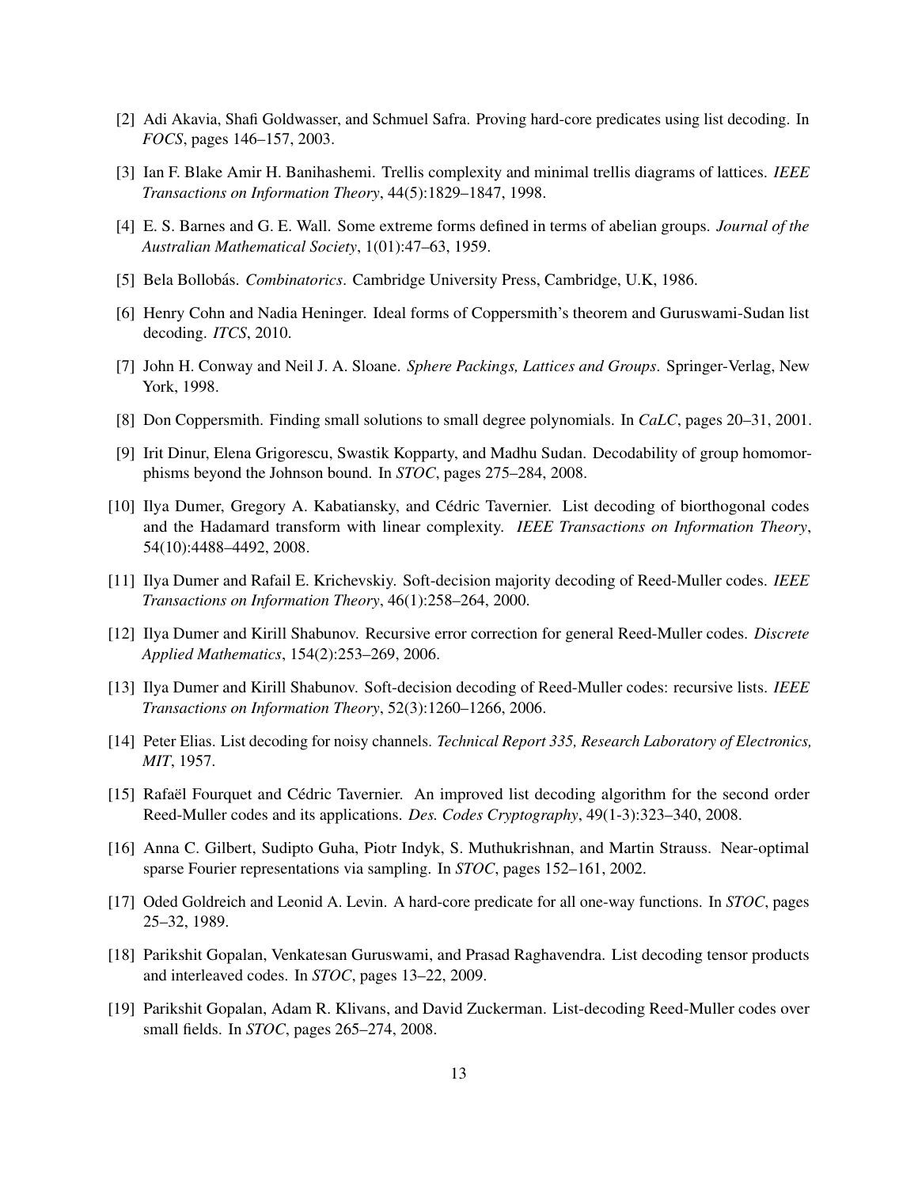[2] Adi Akavia, Shafi Goldwasser, and Schmuel Safra. Proving hard-core predicates using list decoding. In *FOCS*, pages 146–157, 2003.

[3] Ian F. Blake Amir H. Banihashemi. Trellis complexity and minimal trellis diagrams of lattices. *IEEE Transactions on Information Theory*, 44(5):1829–1847, 1998.

[4] E. S. Barnes and G. E. Wall. Some extreme forms defined in terms of abelian groups. *Journal of the Australian Mathematical Society*, 1(01):47–63, 1959.

[5] Bela Bollobás. *Combinatorics*. Cambridge University Press, Cambridge, U.K, 1986.

[6] Henry Cohn and Nadia Heninger. Ideal forms of Coppersmith's theorem and Guruswami-Sudan list decoding. *ITCS*, 2010.

[7] John H. Conway and Neil J. A. Sloane. *Sphere Packings, Lattices and Groups*. Springer-Verlag, New York, 1998.

[8] Don Coppersmith. Finding small solutions to small degree polynomials. In *CaLC*, pages 20–31, 2001.

[9] Irit Dinur, Elena Grigorescu, Swastik Kopparty, and Madhu Sudan. Decodability of group homomorphisms beyond the Johnson bound. In *STOC*, pages 275–284, 2008.

[10] Ilya Dumer, Gregory A. Kabatiansky, and Cédric Tavernier. List decoding of biorthogonal codes and the Hadamard transform with linear complexity. *IEEE Transactions on Information Theory*, 54(10):4488–4492, 2008.

[11] Ilya Dumer and Rafail E. Krichevskiy. Soft-decision majority decoding of Reed-Muller codes. *IEEE Transactions on Information Theory*, 46(1):258–264, 2000.

[12] Ilya Dumer and Kirill Shabunov. Recursive error correction for general Reed-Muller codes. *Discrete Applied Mathematics*, 154(2):253–269, 2006.

[13] Ilya Dumer and Kirill Shabunov. Soft-decision decoding of Reed-Muller codes: recursive lists. *IEEE Transactions on Information Theory*, 52(3):1260–1266, 2006.

[14] Peter Elias. List decoding for noisy channels. *Technical Report 335, Research Laboratory of Electronics, MIT*, 1957.

[15] Rafaël Fourquet and Cédric Tavernier. An improved list decoding algorithm for the second order Reed-Muller codes and its applications. *Des. Codes Cryptography*, 49(1-3):323–340, 2008.

[16] Anna C. Gilbert, Sudipto Guha, Piotr Indyk, S. Muthukrishnan, and Martin Strauss. Near-optimal sparse Fourier representations via sampling. In *STOC*, pages 152–161, 2002.

[17] Oded Goldreich and Leonid A. Levin. A hard-core predicate for all one-way functions. In *STOC*, pages 25–32, 1989.

[18] Parikshit Gopalan, Venkatesan Guruswami, and Prasad Raghavendra. List decoding tensor products and interleaved codes. In *STOC*, pages 13–22, 2009.

[19] Parikshit Gopalan, Adam R. Klivans, and David Zuckerman. List-decoding Reed-Muller codes over small fields. In *STOC*, pages 265–274, 2008.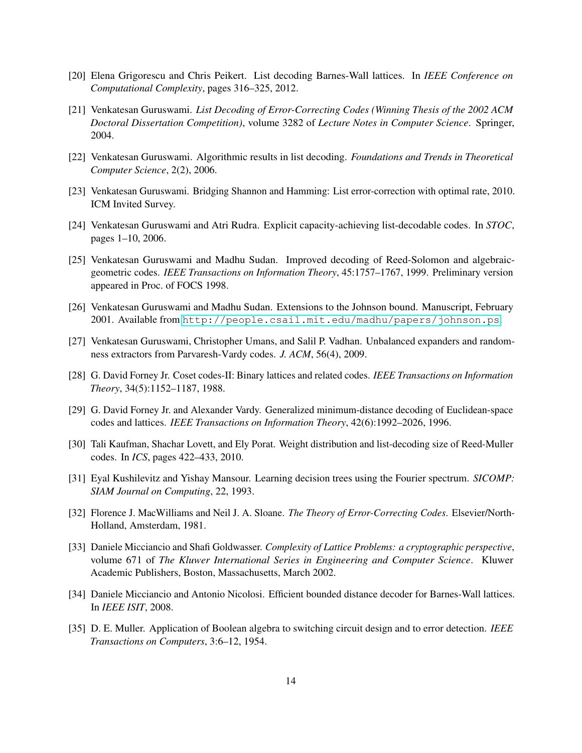[20] Elena Grigorescu and Chris Peikert. List decoding Barnes-Wall lattices. In *IEEE Conference on Computational Complexity*, pages 316–325, 2012.

[21] Venkatesan Guruswami. *List Decoding of Error-Correcting Codes (Winning Thesis of the 2002 ACM Doctoral Dissertation Competition)*, volume 3282 of *Lecture Notes in Computer Science*. Springer, 2004.

[22] Venkatesan Guruswami. Algorithmic results in list decoding. *Foundations and Trends in Theoretical Computer Science*, 2(2), 2006.

[23] Venkatesan Guruswami. Bridging Shannon and Hamming: List error-correction with optimal rate, 2010. ICM Invited Survey.

[24] Venkatesan Guruswami and Atri Rudra. Explicit capacity-achieving list-decodable codes. In *STOC*, pages 1–10, 2006.

[25] Venkatesan Guruswami and Madhu Sudan. Improved decoding of Reed-Solomon and algebraic-geometric codes. *IEEE Transactions on Information Theory*, 45:1757–1767, 1999. Preliminary version appeared in Proc. of FOCS 1998.

[26] Venkatesan Guruswami and Madhu Sudan. Extensions to the Johnson bound. Manuscript, February 2001. Available from `http://people.csail.mit.edu/madhu/papers/johnson.ps`.

[27] Venkatesan Guruswami, Christopher Umans, and Salil P. Vadhan. Unbalanced expanders and randomness extractors from Parvaresh-Vardy codes. *J. ACM*, 56(4), 2009.

[28] G. David Forney Jr. Coset codes-II: Binary lattices and related codes. *IEEE Transactions on Information Theory*, 34(5):1152–1187, 1988.

[29] G. David Forney Jr. and Alexander Vardy. Generalized minimum-distance decoding of Euclidean-space codes and lattices. *IEEE Transactions on Information Theory*, 42(6):1992–2026, 1996.

[30] Tali Kaufman, Shachar Lovett, and Ely Porat. Weight distribution and list-decoding size of Reed-Muller codes. In *ICS*, pages 422–433, 2010.

[31] Eyal Kushilevitz and Yishay Mansour. Learning decision trees using the Fourier spectrum. *SICOMP: SIAM Journal on Computing*, 22, 1993.

[32] Florence J. MacWilliams and Neil J. A. Sloane. *The Theory of Error-Correcting Codes*. Elsevier/North-Holland, Amsterdam, 1981.

[33] Daniele Micciancio and Shafi Goldwasser. *Complexity of Lattice Problems: a cryptographic perspective*, volume 671 of *The Kluwer International Series in Engineering and Computer Science*. Kluwer Academic Publishers, Boston, Massachusetts, March 2002.

[34] Daniele Micciancio and Antonio Nicolosi. Efficient bounded distance decoder for Barnes-Wall lattices. In *IEEE ISIT*, 2008.

[35] D. E. Muller. Application of Boolean algebra to switching circuit design and to error detection. *IEEE Transactions on Computers*, 3:6–12, 1954.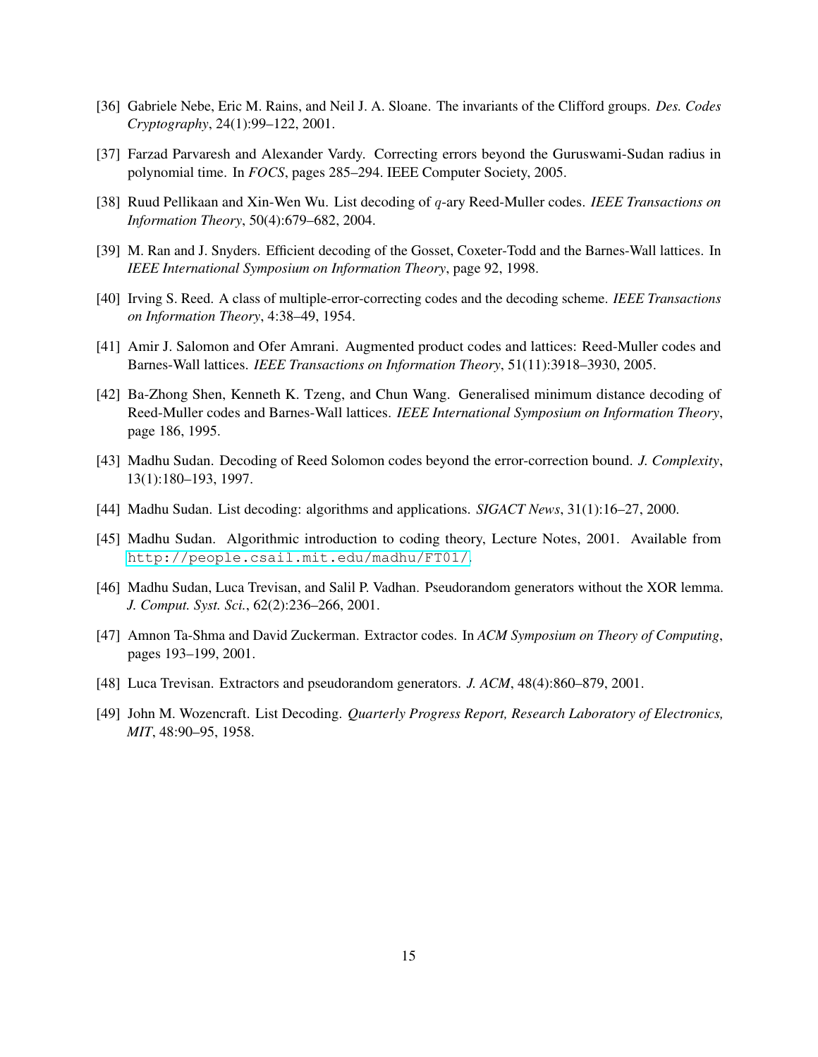[36] Gabriele Nebe, Eric M. Rains, and Neil J. A. Sloane. The invariants of the Clifford groups. *Des. Codes Cryptography*, 24(1):99–122, 2001.

[37] Farzad Parvaresh and Alexander Vardy. Correcting errors beyond the Guruswami-Sudan radius in polynomial time. In *FOCS*, pages 285–294. IEEE Computer Society, 2005.

[38] Ruud Pellikaan and Xin-Wen Wu. List decoding of $q$-ary Reed-Muller codes. *IEEE Transactions on Information Theory*, 50(4):679–682, 2004.

[39] M. Ran and J. Snyders. Efficient decoding of the Gosset, Coxeter-Todd and the Barnes-Wall lattices. In *IEEE International Symposium on Information Theory*, page 92, 1998.

[40] Irving S. Reed. A class of multiple-error-correcting codes and the decoding scheme. *IEEE Transactions on Information Theory*, 4:38–49, 1954.

[41] Amir J. Salomon and Ofer Amrani. Augmented product codes and lattices: Reed-Muller codes and Barnes-Wall lattices. *IEEE Transactions on Information Theory*, 51(11):3918–3930, 2005.

[42] Ba-Zhong Shen, Kenneth K. Tzeng, and Chun Wang. Generalised minimum distance decoding of Reed-Muller codes and Barnes-Wall lattices. *IEEE International Symposium on Information Theory*, page 186, 1995.

[43] Madhu Sudan. Decoding of Reed Solomon codes beyond the error-correction bound. *J. Complexity*, 13(1):180–193, 1997.

[44] Madhu Sudan. List decoding: algorithms and applications. *SIGACT News*, 31(1):16–27, 2000.

[45] Madhu Sudan. Algorithmic introduction to coding theory, Lecture Notes, 2001. Available from http://people.csail.mit.edu/madhu/FT01/.

[46] Madhu Sudan, Luca Trevisan, and Salil P. Vadhan. Pseudorandom generators without the XOR lemma. *J. Comput. Syst. Sci.*, 62(2):236–266, 2001.

[47] Amnon Ta-Shma and David Zuckerman. Extractor codes. In *ACM Symposium on Theory of Computing*, pages 193–199, 2001.

[48] Luca Trevisan. Extractors and pseudorandom generators. *J. ACM*, 48(4):860–879, 2001.

[49] John M. Wozencraft. List Decoding. *Quarterly Progress Report, Research Laboratory of Electronics, MIT*, 48:90–95, 1958.